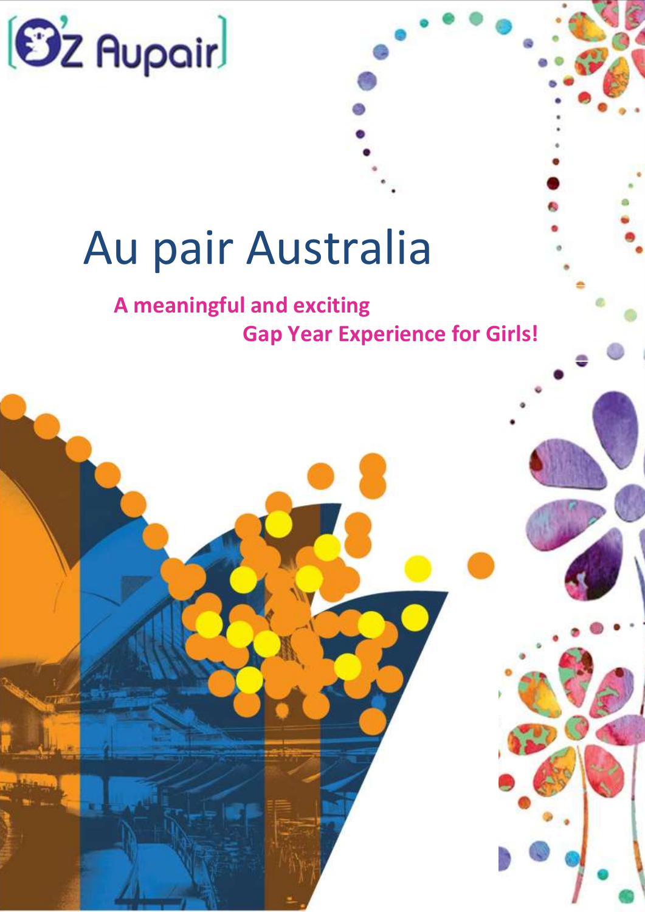O'Z Aupair

# Au pair Australia

**A meaningful and exciting Gap Year Experience for Girls!**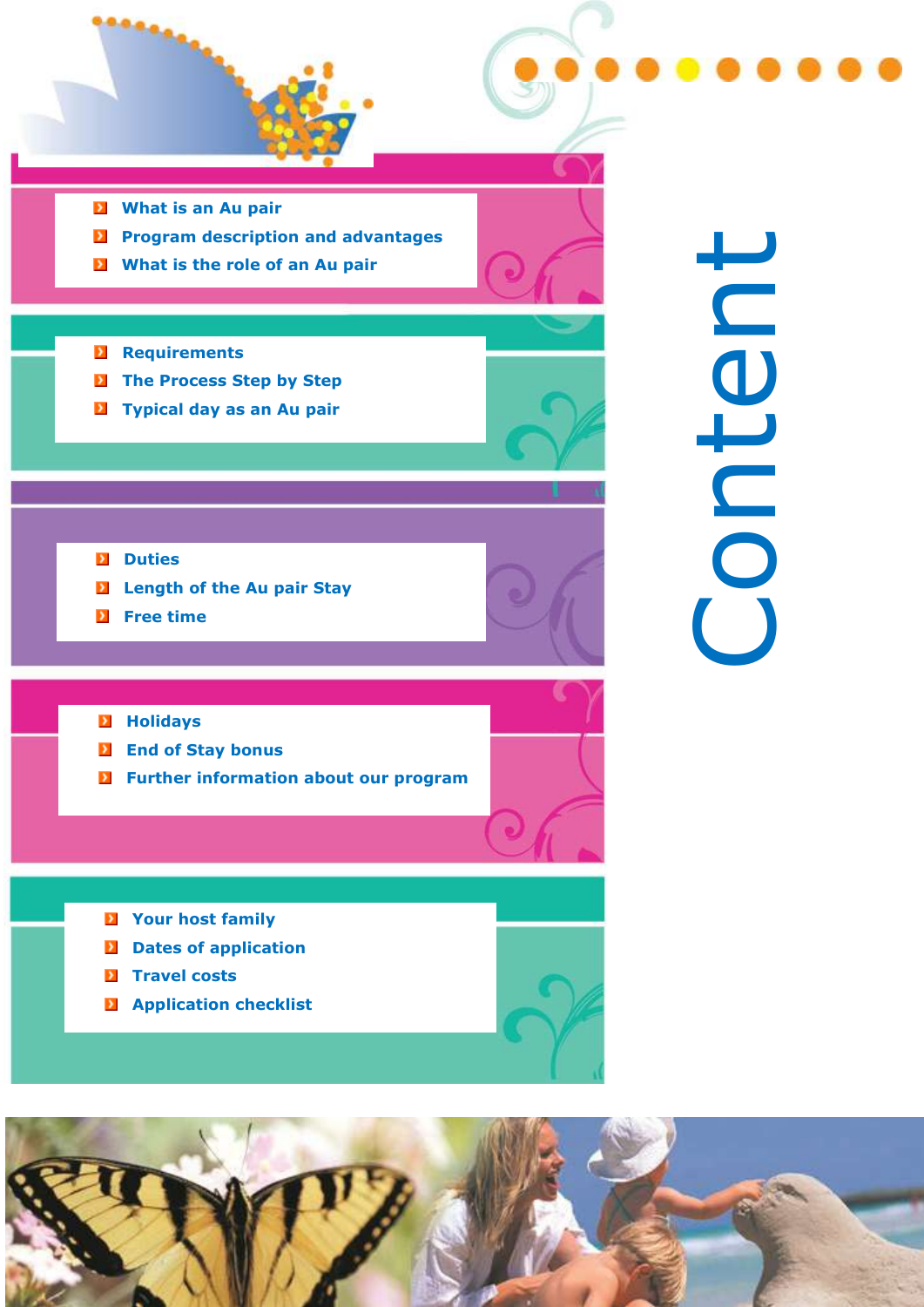# Content

- What is an Au pair
- Program description and advantages
- What is the role of an Au pair

- Requirements
- The Process Step by Step
- Typical day as an Au pair

- Duties
- Length of the Au pair Stay
- Free time

- Holidays
- End of Stay bonus
- Further information about our program

- Your host family
- Dates of application
- Travel costs
- Application checklist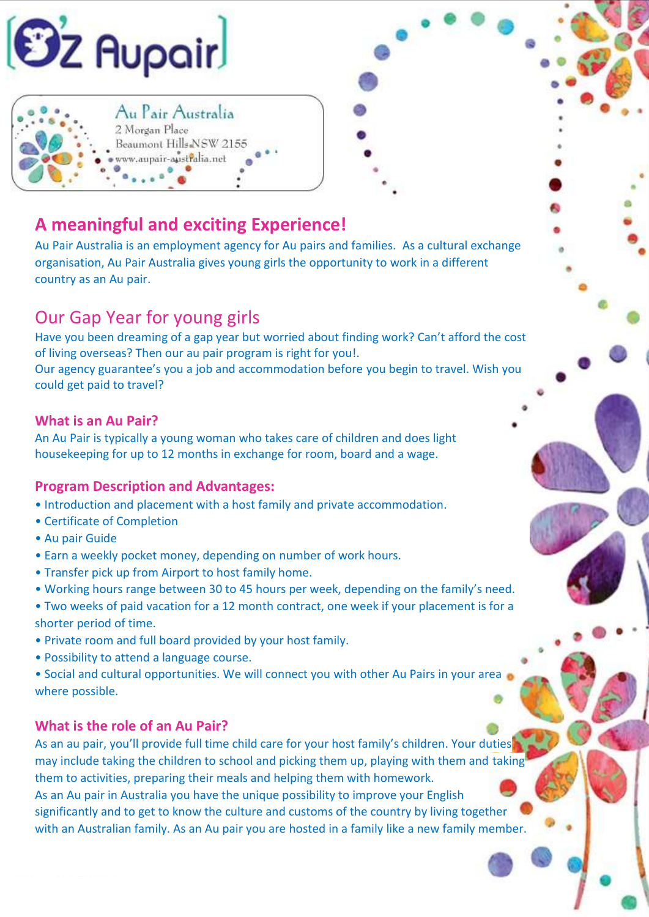# Oz Aupair

Au Pair Australia
2 Morgan Place
Beaumont Hills NSW 2155
www.aupair-australia.net

## A meaningful and exciting Experience!

Au Pair Australia is an employment agency for Au pairs and families. As a cultural exchange organisation, Au Pair Australia gives young girls the opportunity to work in a different country as an Au pair.

## Our Gap Year for young girls

Have you been dreaming of a gap year but worried about finding work? Can't afford the cost of living overseas? Then our au pair program is right for you!.
Our agency guarantee's you a job and accommodation before you begin to travel. Wish you could get paid to travel?

### What is an Au Pair?

An Au Pair is typically a young woman who takes care of children and does light housekeeping for up to 12 months in exchange for room, board and a wage.

### Program Description and Advantages:

- Introduction and placement with a host family and private accommodation.
- Certificate of Completion
- Au pair Guide
- Earn a weekly pocket money, depending on number of work hours.
- Transfer pick up from Airport to host family home.
- Working hours range between 30 to 45 hours per week, depending on the family's need.
- Two weeks of paid vacation for a 12 month contract, one week if your placement is for a shorter period of time.
- Private room and full board provided by your host family.
- Possibility to attend a language course.
- Social and cultural opportunities. We will connect you with other Au Pairs in your area where possible.

### What is the role of an Au Pair?

As an au pair, you'll provide full time child care for your host family's children. Your duties may include taking the children to school and picking them up, playing with them and taking them to activities, preparing their meals and helping them with homework.
As an Au pair in Australia you have the unique possibility to improve your English significantly and to get to know the culture and customs of the country by living together with an Australian family. As an Au pair you are hosted in a family like a new family member.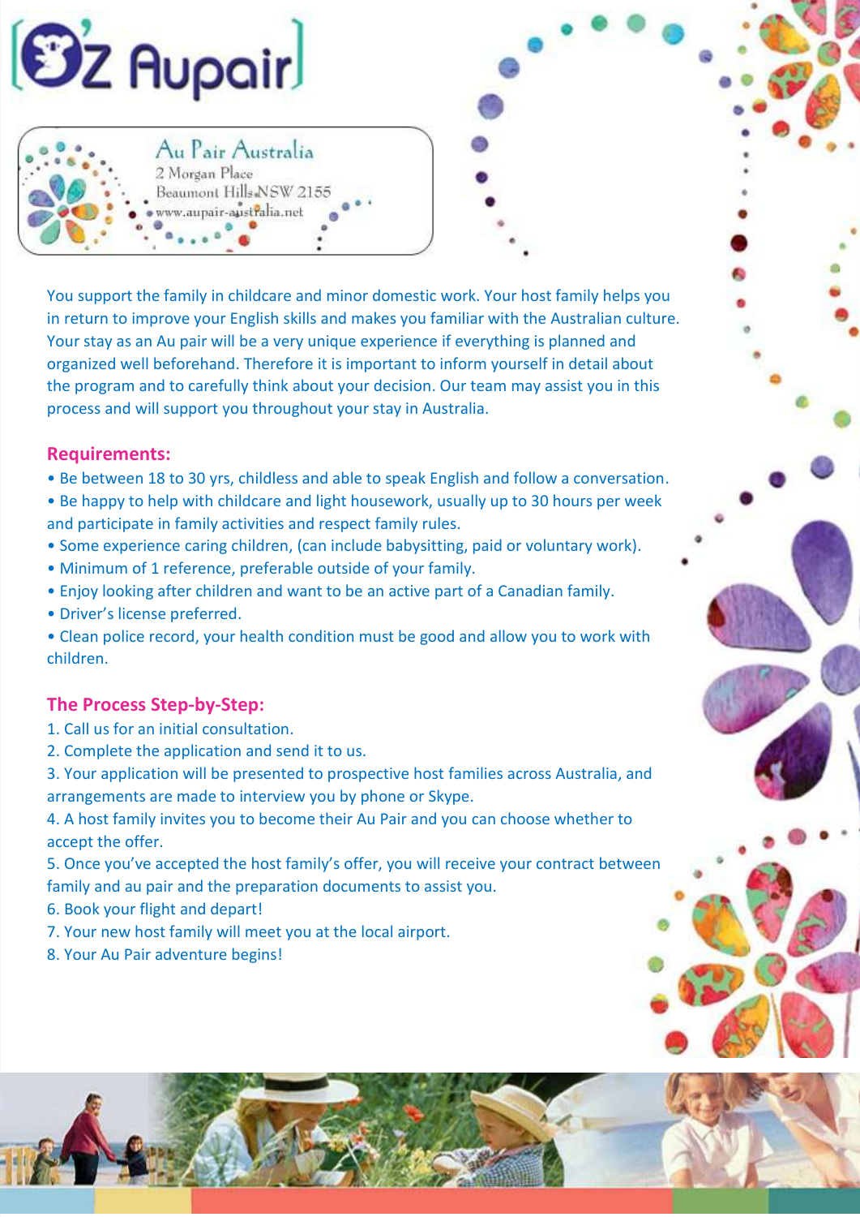# Oz Aupair

Au Pair Australia
2 Morgan Place
Beaumont Hills NSW 2155
www.aupair-australia.net

You support the family in childcare and minor domestic work. Your host family helps you in return to improve your English skills and makes you familiar with the Australian culture. Your stay as an Au pair will be a very unique experience if everything is planned and organized well beforehand. Therefore it is important to inform yourself in detail about the program and to carefully think about your decision. Our team may assist you in this process and will support you throughout your stay in Australia.

## Requirements:

- Be between 18 to 30 yrs, childless and able to speak English and follow a conversation.
- Be happy to help with childcare and light housework, usually up to 30 hours per week and participate in family activities and respect family rules.
- Some experience caring children, (can include babysitting, paid or voluntary work).
- Minimum of 1 reference, preferable outside of your family.
- Enjoy looking after children and want to be an active part of a Canadian family.
- Driver's license preferred.
- Clean police record, your health condition must be good and allow you to work with children.

## The Process Step-by-Step:

1. Call us for an initial consultation.
2. Complete the application and send it to us.
3. Your application will be presented to prospective host families across Australia, and arrangements are made to interview you by phone or Skype.
4. A host family invites you to become their Au Pair and you can choose whether to accept the offer.
5. Once you've accepted the host family's offer, you will receive your contract between family and au pair and the preparation documents to assist you.
6. Book your flight and depart!
7. Your new host family will meet you at the local airport.
8. Your Au Pair adventure begins!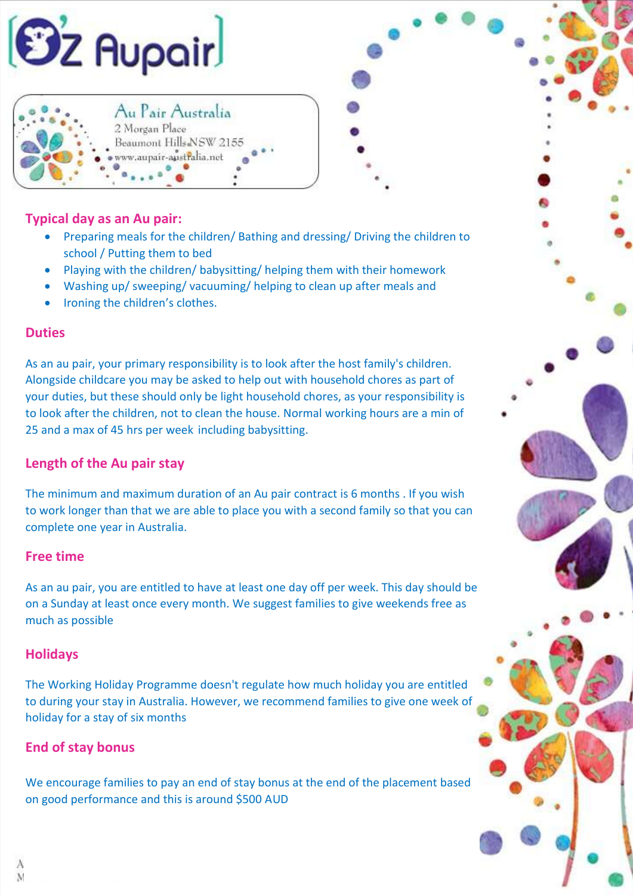Au Pair Australia
2 Morgan Place
Beaumont Hills NSW 2155
www.aupair-australia.net

## Typical day as an Au pair:

- Preparing meals for the children/ Bathing and dressing/ Driving the children to school / Putting them to bed
- Playing with the children/ babysitting/ helping them with their homework
- Washing up/ sweeping/ vacuuming/ helping to clean up after meals and
- Ironing the children's clothes.

## Duties

As an au pair, your primary responsibility is to look after the host family's children. Alongside childcare you may be asked to help out with household chores as part of your duties, but these should only be light household chores, as your responsibility is to look after the children, not to clean the house. Normal working hours are a min of 25 and a max of 45 hrs per week including babysitting.

## Length of the Au pair stay

The minimum and maximum duration of an Au pair contract is 6 months . If you wish to work longer than that we are able to place you with a second family so that you can complete one year in Australia.

## Free time

As an au pair, you are entitled to have at least one day off per week. This day should be on a Sunday at least once every month. We suggest families to give weekends free as much as possible

## Holidays

The Working Holiday Programme doesn't regulate how much holiday you are entitled to during your stay in Australia. However, we recommend families to give one week of holiday for a stay of six months

## End of stay bonus

We encourage families to pay an end of stay bonus at the end of the placement based on good performance and this is around $500 AUD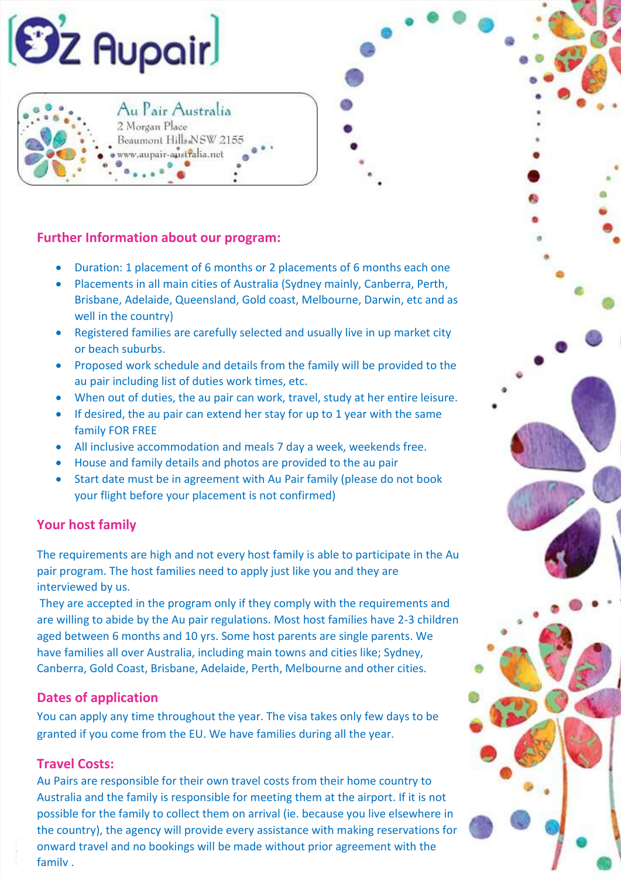# Oz Aupair

Au Pair Australia
2 Morgan Place
Beaumont Hills NSW 2155
www.aupair-australia.net

## Further Information about our program:

- Duration: 1 placement of 6 months or 2 placements of 6 months each one
- Placements in all main cities of Australia (Sydney mainly, Canberra, Perth, Brisbane, Adelaide, Queensland, Gold coast, Melbourne, Darwin, etc and as well in the country)
- Registered families are carefully selected and usually live in up market city or beach suburbs.
- Proposed work schedule and details from the family will be provided to the au pair including list of duties work times, etc.
- When out of duties, the au pair can work, travel, study at her entire leisure.
- If desired, the au pair can extend her stay for up to 1 year with the same family FOR FREE
- All inclusive accommodation and meals 7 day a week, weekends free.
- House and family details and photos are provided to the au pair
- Start date must be in agreement with Au Pair family (please do not book your flight before your placement is not confirmed)

## Your host family

The requirements are high and not every host family is able to participate in the Au pair program. The host families need to apply just like you and they are interviewed by us.

They are accepted in the program only if they comply with the requirements and are willing to abide by the Au pair regulations. Most host families have 2-3 children aged between 6 months and 10 yrs. Some host parents are single parents. We have families all over Australia, including main towns and cities like; Sydney, Canberra, Gold Coast, Brisbane, Adelaide, Perth, Melbourne and other cities.

## Dates of application

You can apply any time throughout the year. The visa takes only few days to be granted if you come from the EU. We have families during all the year.

## Travel Costs:

Au Pairs are responsible for their own travel costs from their home country to Australia and the family is responsible for meeting them at the airport. If it is not possible for the family to collect them on arrival (ie. because you live elsewhere in the country), the agency will provide every assistance with making reservations for onward travel and no bookings will be made without prior agreement with the family .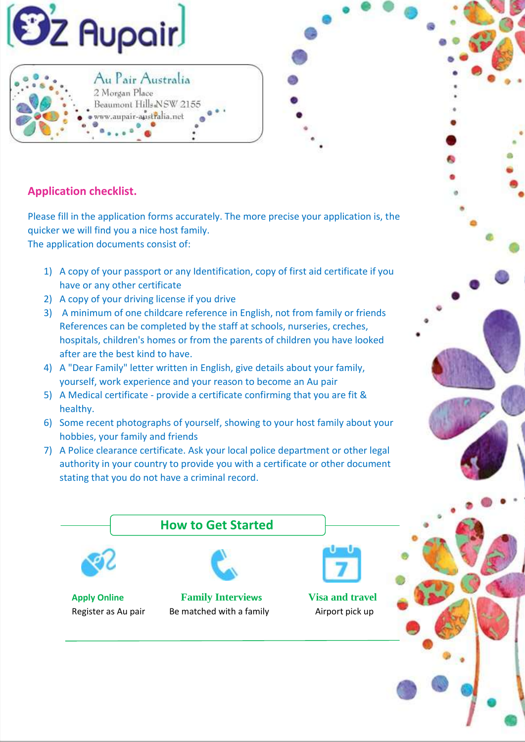# Oz Aupair

Au Pair Australia
2 Morgan Place
Beaumont Hills NSW 2155
www.aupair-australia.net

## Application checklist.

Please fill in the application forms accurately. The more precise your application is, the quicker we will find you a nice host family.
The application documents consist of:

1) A copy of your passport or any Identification, copy of first aid certificate if you have or any other certificate
2) A copy of your driving license if you drive
3) A minimum of one childcare reference in English, not from family or friends References can be completed by the staff at schools, nurseries, creches, hospitals, children's homes or from the parents of children you have looked after are the best kind to have.
4) A "Dear Family" letter written in English, give details about your family, yourself, work experience and your reason to become an Au pair
5) A Medical certificate - provide a certificate confirming that you are fit & healthy.
6) Some recent photographs of yourself, showing to your host family about your hobbies, your family and friends
7) A Police clearance certificate. Ask your local police department or other legal authority in your country to provide you with a certificate or other document stating that you do not have a criminal record.

## How to Get Started

**Apply Online**
Register as Au pair

**Family Interviews**
Be matched with a family

**Visa and travel**
Airport pick up